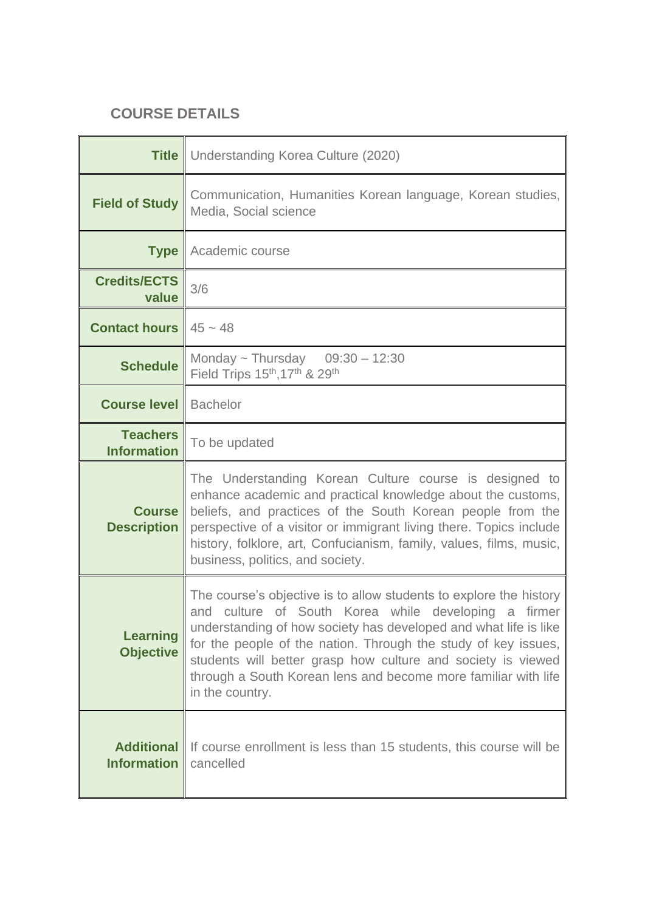## COURSE DETAILS

| | |
|---|---|
| **Title** | Understanding Korea Culture (2020) |
| **Field of Study** | Communication, Humanities Korean language, Korean studies, Media, Social science |
| **Type** | Academic course |
| **Credits/ECTS value** | 3/6 |
| **Contact hours** | 45 ~ 48 |
| **Schedule** | Monday ~ Thursday 09:30 – 12:30<br>Field Trips 15th,17th & 29th |
| **Course level** | Bachelor |
| **Teachers Information** | To be updated |
| **Course Description** | The Understanding Korean Culture course is designed to enhance academic and practical knowledge about the customs, beliefs, and practices of the South Korean people from the perspective of a visitor or immigrant living there. Topics include history, folklore, art, Confucianism, family, values, films, music, business, politics, and society. |
| **Learning Objective** | The course's objective is to allow students to explore the history and culture of South Korea while developing a firmer understanding of how society has developed and what life is like for the people of the nation. Through the study of key issues, students will better grasp how culture and society is viewed through a South Korean lens and become more familiar with life in the country. |
| **Additional Information** | If course enrollment is less than 15 students, this course will be cancelled |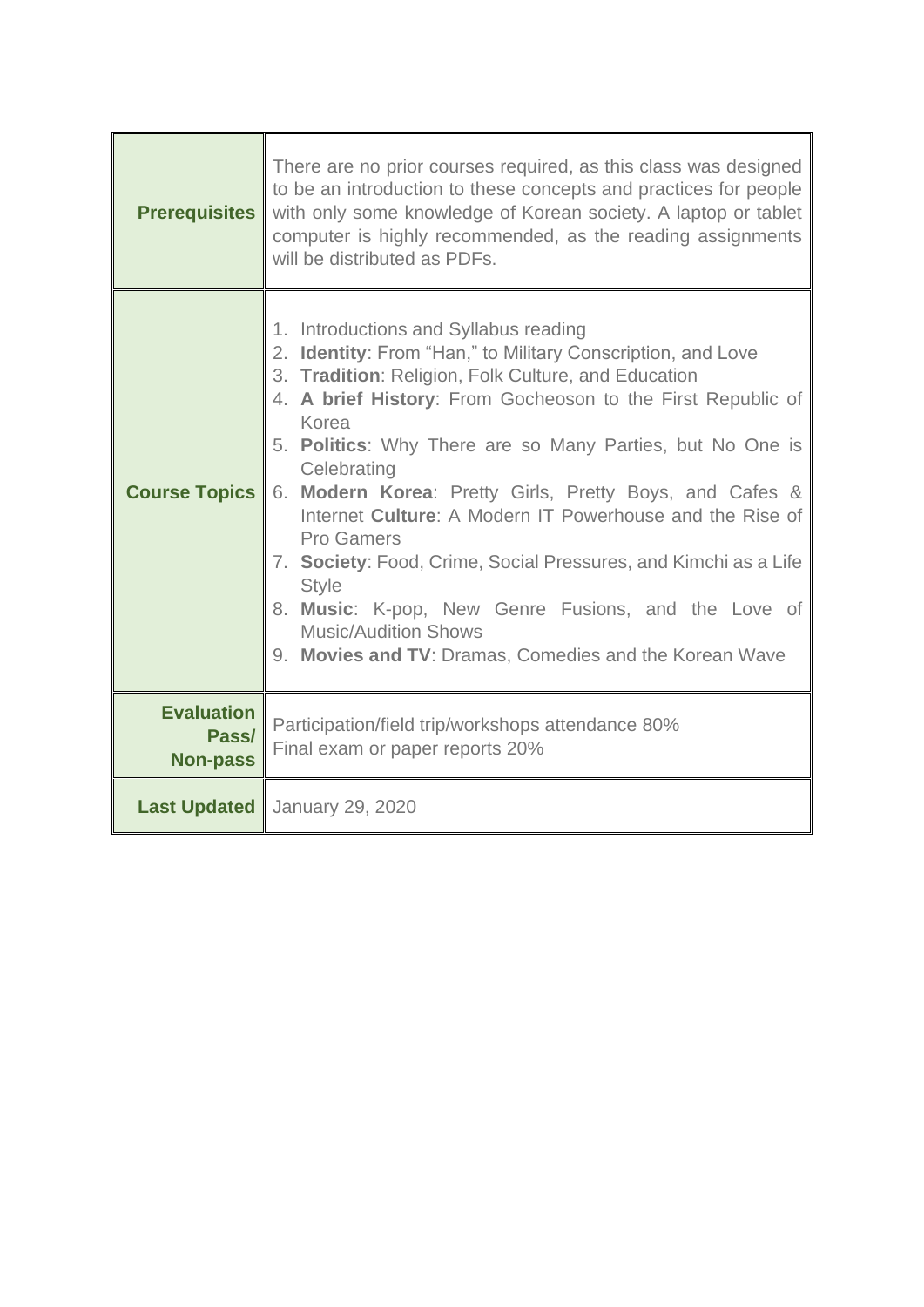| | |
|---|---|
| **Prerequisites** | There are no prior courses required, as this class was designed to be an introduction to these concepts and practices for people with only some knowledge of Korean society. A laptop or tablet computer is highly recommended, as the reading assignments will be distributed as PDFs. |
| **Course Topics** | 1. Introductions and Syllabus reading<br>2. **Identity**: From "Han," to Military Conscription, and Love<br>3. **Tradition**: Religion, Folk Culture, and Education<br>4. **A brief History**: From Gocheoson to the First Republic of Korea<br>5. **Politics**: Why There are so Many Parties, but No One is Celebrating<br>6. **Modern Korea**: Pretty Girls, Pretty Boys, and Cafes & Internet **Culture**: A Modern IT Powerhouse and the Rise of Pro Gamers<br>7. **Society**: Food, Crime, Social Pressures, and Kimchi as a Life Style<br>8. **Music**: K-pop, New Genre Fusions, and the Love of Music/Audition Shows<br>9. **Movies and TV**: Dramas, Comedies and the Korean Wave |
| **Evaluation Pass/ Non-pass** | Participation/field trip/workshops attendance 80%<br>Final exam or paper reports 20% |
| **Last Updated** | January 29, 2020 |